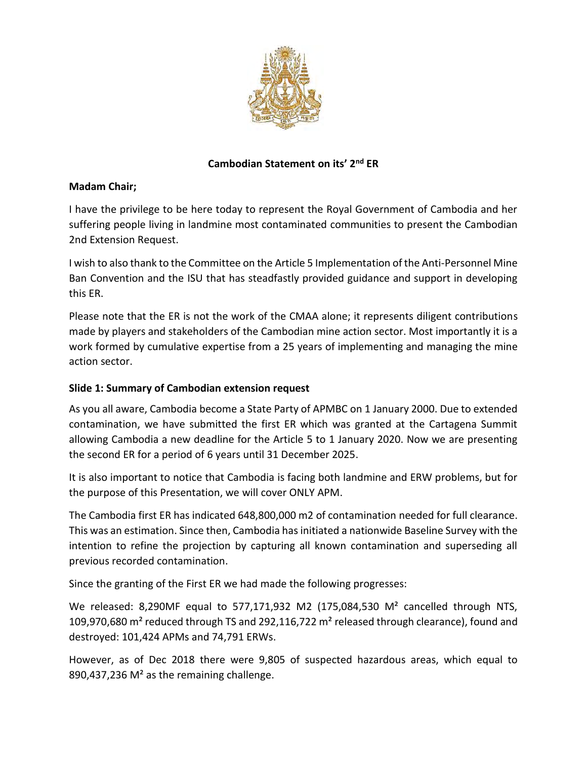## Cambodian Statement on its' 2nd ER

**Madam Chair;**

I have the privilege to be here today to represent the Royal Government of Cambodia and her suffering people living in landmine most contaminated communities to present the Cambodian 2nd Extension Request.

I wish to also thank to the Committee on the Article 5 Implementation of the Anti-Personnel Mine Ban Convention and the ISU that has steadfastly provided guidance and support in developing this ER.

Please note that the ER is not the work of the CMAA alone; it represents diligent contributions made by players and stakeholders of the Cambodian mine action sector. Most importantly it is a work formed by cumulative expertise from a 25 years of implementing and managing the mine action sector.

### Slide 1: Summary of Cambodian extension request

As you all aware, Cambodia become a State Party of APMBC on 1 January 2000. Due to extended contamination, we have submitted the first ER which was granted at the Cartagena Summit allowing Cambodia a new deadline for the Article 5 to 1 January 2020. Now we are presenting the second ER for a period of 6 years until 31 December 2025.

It is also important to notice that Cambodia is facing both landmine and ERW problems, but for the purpose of this Presentation, we will cover ONLY APM.

The Cambodia first ER has indicated 648,800,000 m2 of contamination needed for full clearance. This was an estimation. Since then, Cambodia has initiated a nationwide Baseline Survey with the intention to refine the projection by capturing all known contamination and superseding all previous recorded contamination.

Since the granting of the First ER we had made the following progresses:

We released: 8,290MF equal to 577,171,932 M2 (175,084,530 M² cancelled through NTS, 109,970,680 m² reduced through TS and 292,116,722 m² released through clearance), found and destroyed: 101,424 APMs and 74,791 ERWs.

However, as of Dec 2018 there were 9,805 of suspected hazardous areas, which equal to 890,437,236 M² as the remaining challenge.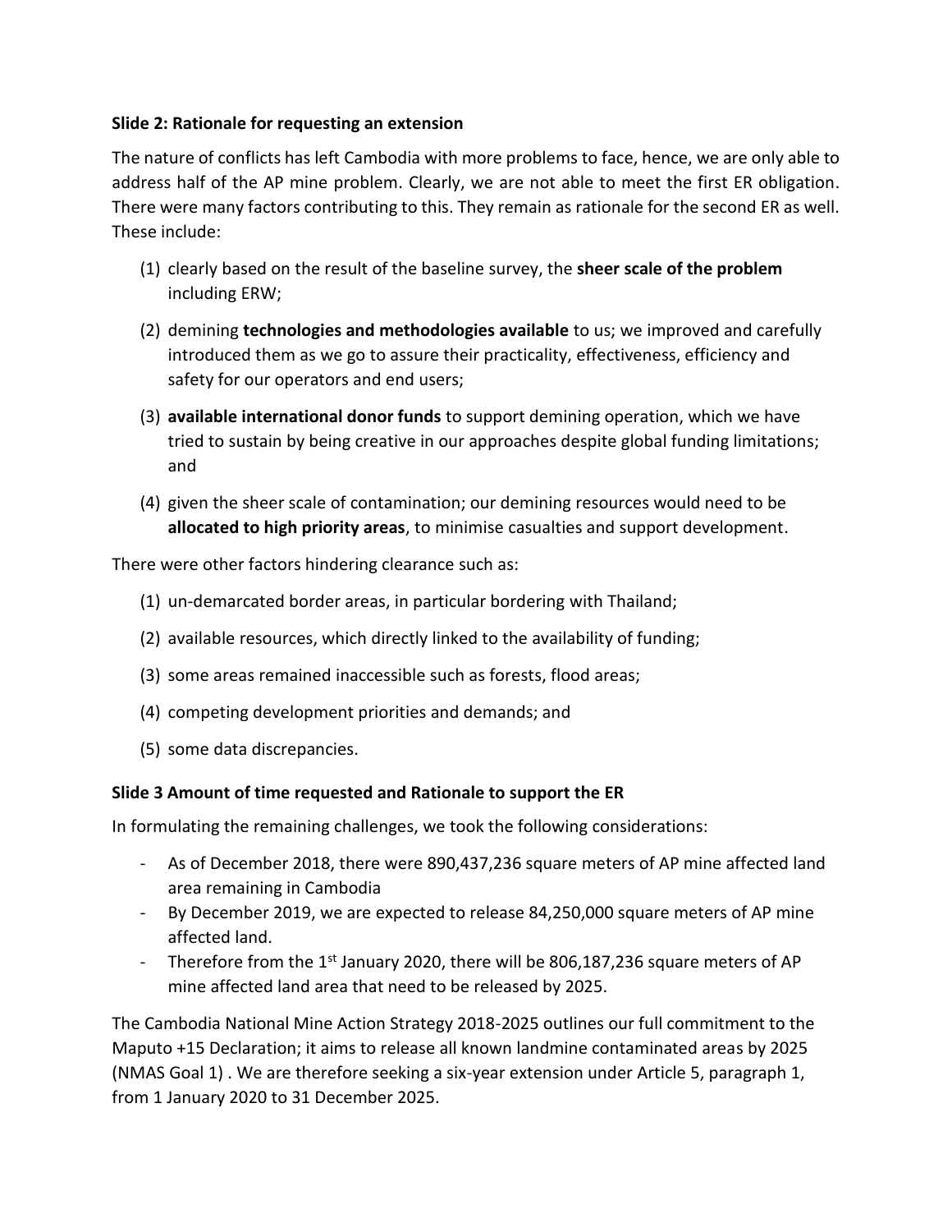**Slide 2: Rationale for requesting an extension**

The nature of conflicts has left Cambodia with more problems to face, hence, we are only able to address half of the AP mine problem. Clearly, we are not able to meet the first ER obligation. There were many factors contributing to this. They remain as rationale for the second ER as well. These include:

(1) clearly based on the result of the baseline survey, the **sheer scale of the problem** including ERW;

(2) demining **technologies and methodologies available** to us; we improved and carefully introduced them as we go to assure their practicality, effectiveness, efficiency and safety for our operators and end users;

(3) **available international donor funds** to support demining operation, which we have tried to sustain by being creative in our approaches despite global funding limitations; and

(4) given the sheer scale of contamination; our demining resources would need to be **allocated to high priority areas**, to minimise casualties and support development.

There were other factors hindering clearance such as:

(1) un-demarcated border areas, in particular bordering with Thailand;

(2) available resources, which directly linked to the availability of funding;

(3) some areas remained inaccessible such as forests, flood areas;

(4) competing development priorities and demands; and

(5) some data discrepancies.

**Slide 3 Amount of time requested and Rationale to support the ER**

In formulating the remaining challenges, we took the following considerations:

- As of December 2018, there were 890,437,236 square meters of AP mine affected land area remaining in Cambodia
- By December 2019, we are expected to release 84,250,000 square meters of AP mine affected land.
- Therefore from the 1st January 2020, there will be 806,187,236 square meters of AP mine affected land area that need to be released by 2025.

The Cambodia National Mine Action Strategy 2018-2025 outlines our full commitment to the Maputo +15 Declaration; it aims to release all known landmine contaminated areas by 2025 (NMAS Goal 1) . We are therefore seeking a six-year extension under Article 5, paragraph 1, from 1 January 2020 to 31 December 2025.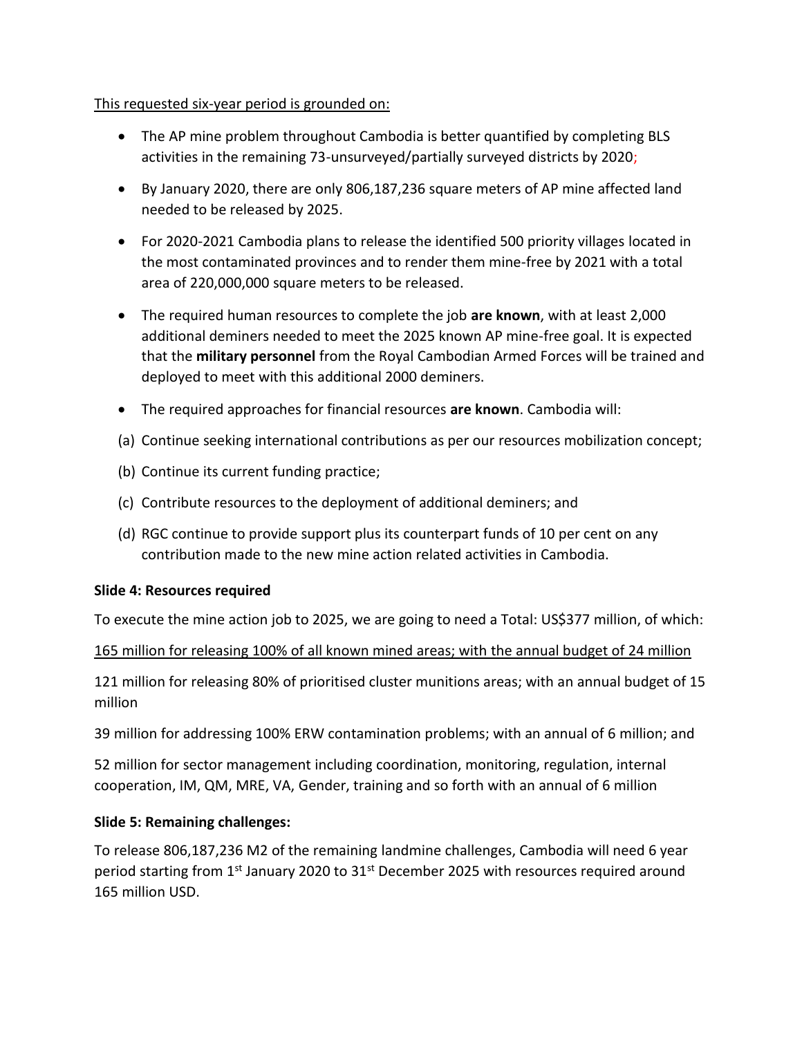<u>This requested six-year period is grounded on:</u>

- The AP mine problem throughout Cambodia is better quantified by completing BLS activities in the remaining 73-unsurveyed/partially surveyed districts by 2020;
- By January 2020, there are only 806,187,236 square meters of AP mine affected land needed to be released by 2025.
- For 2020-2021 Cambodia plans to release the identified 500 priority villages located in the most contaminated provinces and to render them mine-free by 2021 with a total area of 220,000,000 square meters to be released.
- The required human resources to complete the job **are known**, with at least 2,000 additional deminers needed to meet the 2025 known AP mine-free goal. It is expected that the **military personnel** from the Royal Cambodian Armed Forces will be trained and deployed to meet with this additional 2000 deminers.
- The required approaches for financial resources **are known**. Cambodia will:

(a) Continue seeking international contributions as per our resources mobilization concept;

(b) Continue its current funding practice;

(c) Contribute resources to the deployment of additional deminers; and

(d) RGC continue to provide support plus its counterpart funds of 10 per cent on any contribution made to the new mine action related activities in Cambodia.

**Slide 4: Resources required**

To execute the mine action job to 2025, we are going to need a Total: US$377 million, of which:

<u>165 million for releasing 100% of all known mined areas; with the annual budget of 24 million</u>

121 million for releasing 80% of prioritised cluster munitions areas; with an annual budget of 15 million

39 million for addressing 100% ERW contamination problems; with an annual of 6 million; and

52 million for sector management including coordination, monitoring, regulation, internal cooperation, IM, QM, MRE, VA, Gender, training and so forth with an annual of 6 million

**Slide 5: Remaining challenges:**

To release 806,187,236 M2 of the remaining landmine challenges, Cambodia will need 6 year period starting from 1st January 2020 to 31st December 2025 with resources required around 165 million USD.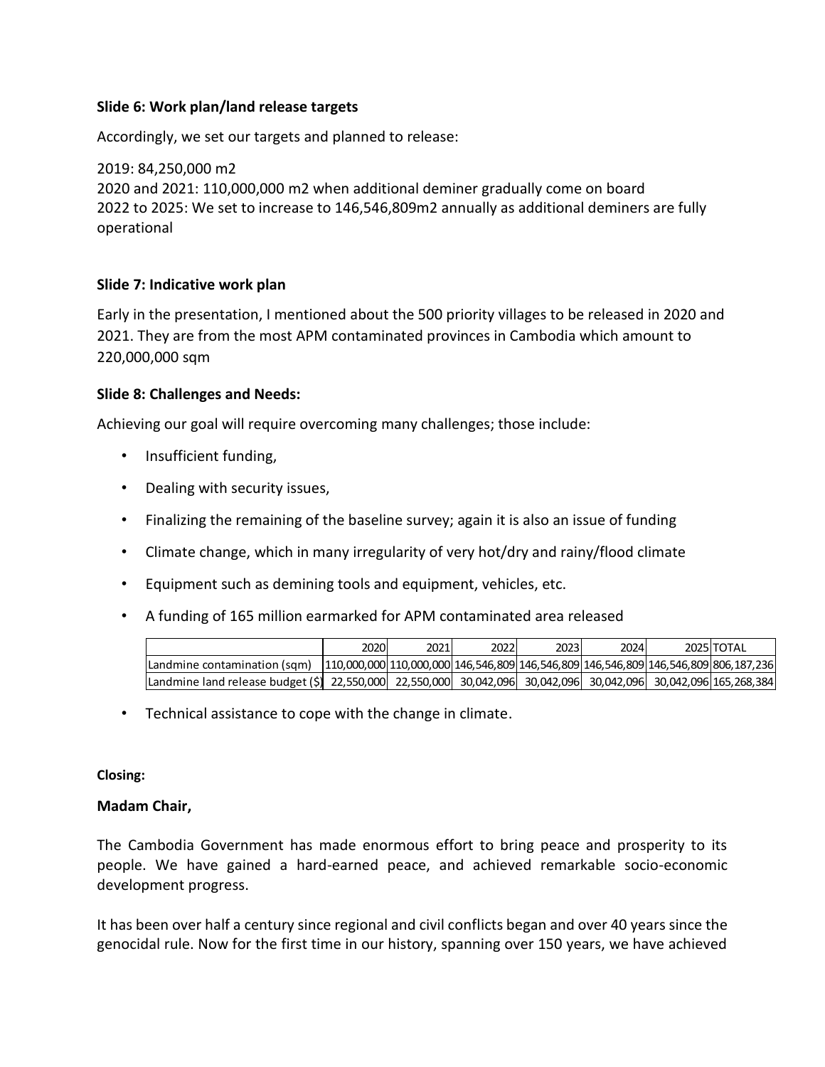**Slide 6: Work plan/land release targets**

Accordingly, we set our targets and planned to release:

2019: 84,250,000 m2
2020 and 2021: 110,000,000 m2 when additional deminer gradually come on board
2022 to 2025: We set to increase to 146,546,809m2 annually as additional deminers are fully operational

**Slide 7: Indicative work plan**

Early in the presentation, I mentioned about the 500 priority villages to be released in 2020 and 2021. They are from the most APM contaminated provinces in Cambodia which amount to 220,000,000 sqm

**Slide 8: Challenges and Needs:**

Achieving our goal will require overcoming many challenges; those include:

- Insufficient funding,
- Dealing with security issues,
- Finalizing the remaining of the baseline survey; again it is also an issue of funding
- Climate change, which in many irregularity of very hot/dry and rainy/flood climate
- Equipment such as demining tools and equipment, vehicles, etc.
- A funding of 165 million earmarked for APM contaminated area released

| | 2020 | 2021 | 2022 | 2023 | 2024 | 2025 | TOTAL |
|---|---|---|---|---|---|---|---|
| Landmine contamination (sqm) | 110,000,000 | 110,000,000 | 146,546,809 | 146,546,809 | 146,546,809 | 146,546,809 | 806,187,236 |
| Landmine land release budget ($) | 22,550,000 | 22,550,000 | 30,042,096 | 30,042,096 | 30,042,096 | 30,042,096 | 165,268,384 |

- Technical assistance to cope with the change in climate.

**Closing:**

**Madam Chair,**

The Cambodia Government has made enormous effort to bring peace and prosperity to its people. We have gained a hard-earned peace, and achieved remarkable socio-economic development progress.

It has been over half a century since regional and civil conflicts began and over 40 years since the genocidal rule. Now for the first time in our history, spanning over 150 years, we have achieved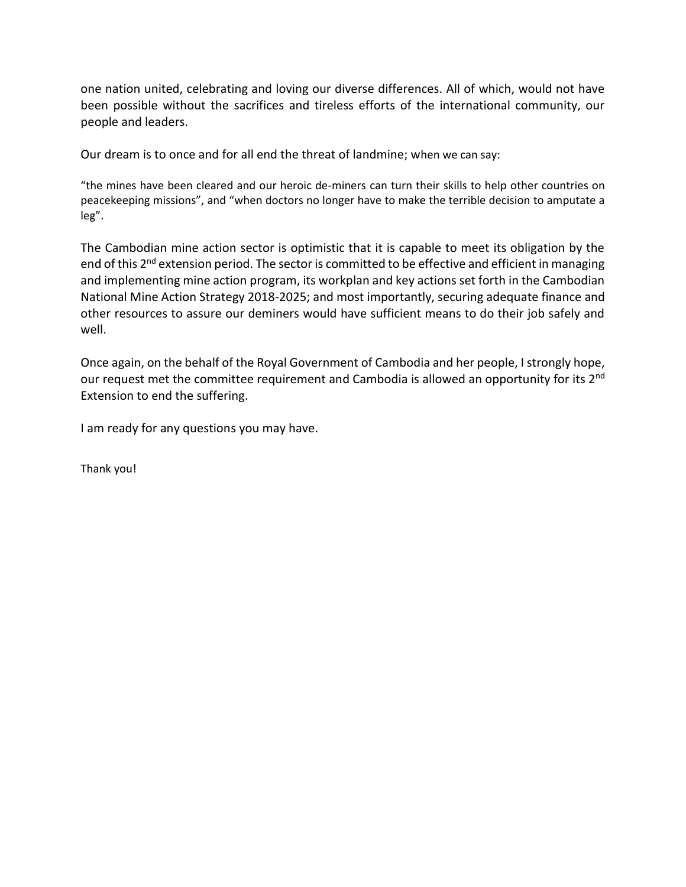one nation united, celebrating and loving our diverse differences. All of which, would not have been possible without the sacrifices and tireless efforts of the international community, our people and leaders.

Our dream is to once and for all end the threat of landmine; when we can say:

"the mines have been cleared and our heroic de-miners can turn their skills to help other countries on peacekeeping missions", and "when doctors no longer have to make the terrible decision to amputate a leg".

The Cambodian mine action sector is optimistic that it is capable to meet its obligation by the end of this 2nd extension period. The sector is committed to be effective and efficient in managing and implementing mine action program, its workplan and key actions set forth in the Cambodian National Mine Action Strategy 2018-2025; and most importantly, securing adequate finance and other resources to assure our deminers would have sufficient means to do their job safely and well.

Once again, on the behalf of the Royal Government of Cambodia and her people, I strongly hope, our request met the committee requirement and Cambodia is allowed an opportunity for its 2nd Extension to end the suffering.

I am ready for any questions you may have.

Thank you!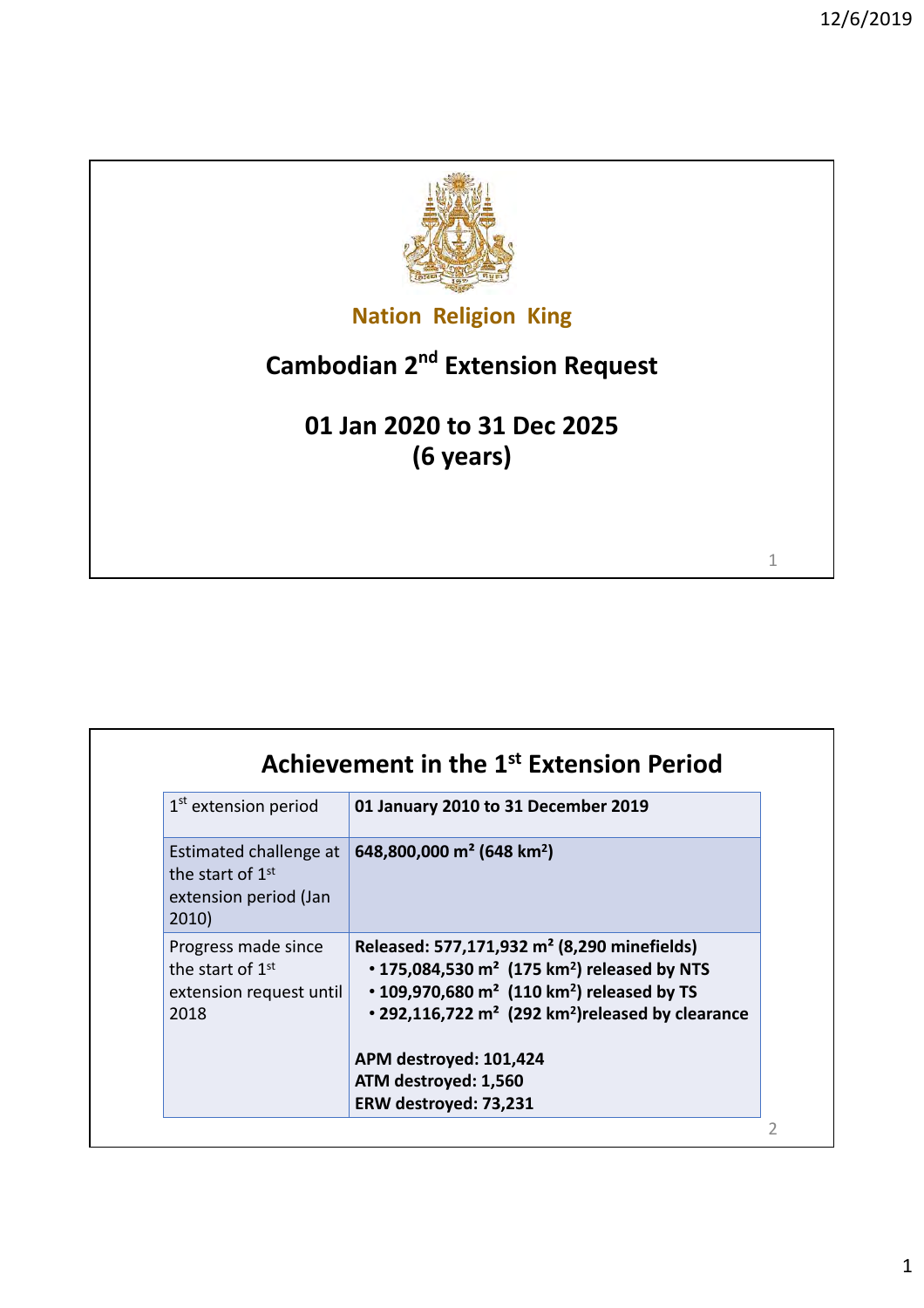Nation Religion King

# Cambodian 2nd Extension Request

## 01 Jan 2020 to 31 Dec 2025 (6 years)

## Achievement in the 1st Extension Period

| | |
|---|---|
| 1st extension period | **01 January 2010 to 31 December 2019** |
| Estimated challenge at the start of 1st extension period (Jan 2010) | **648,800,000 m² (648 km²)** |
| Progress made since the start of 1st extension request until 2018 | **Released: 577,171,932 m² (8,290 minefields)**<br>• **175,084,530 m² (175 km²) released by NTS**<br>• **109,970,680 m² (110 km²) released by TS**<br>• **292,116,722 m² (292 km²)released by clearance**<br><br>**APM destroyed: 101,424**<br>**ATM destroyed: 1,560**<br>**ERW destroyed: 73,231** |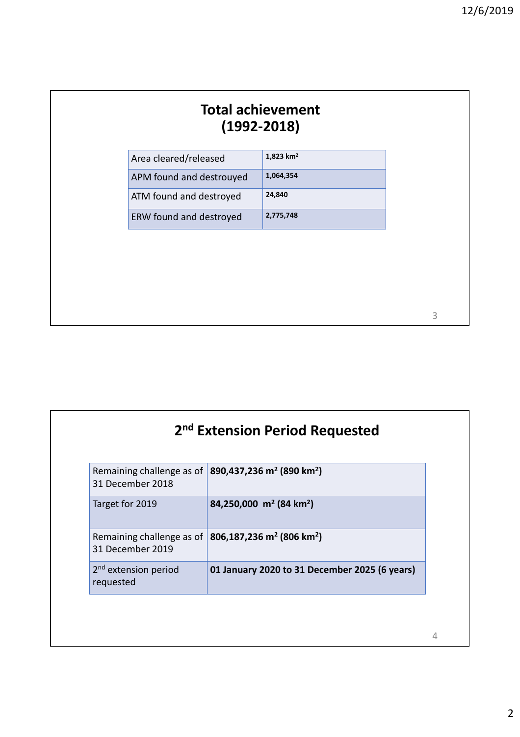# Total achievement (1992-2018)

| Area cleared/released | 1,823 km$^2$ |
|---|---|
| APM found and destrouyed | 1,064,354 |
| ATM found and destroyed | 24,840 |
| ERW found and destroyed | 2,775,748 |

# 2nd Extension Period Requested

| Remaining challenge as of 31 December 2018 | **890,437,236 m$^2$ (890 km$^2$)** |
|---|---|
| Target for 2019 | **84,250,000 m$^2$ (84 km$^2$)** |
| Remaining challenge as of 31 December 2019 | **806,187,236 m$^2$ (806 km$^2$)** |
| 2nd extension period requested | **01 January 2020 to 31 December 2025 (6 years)** |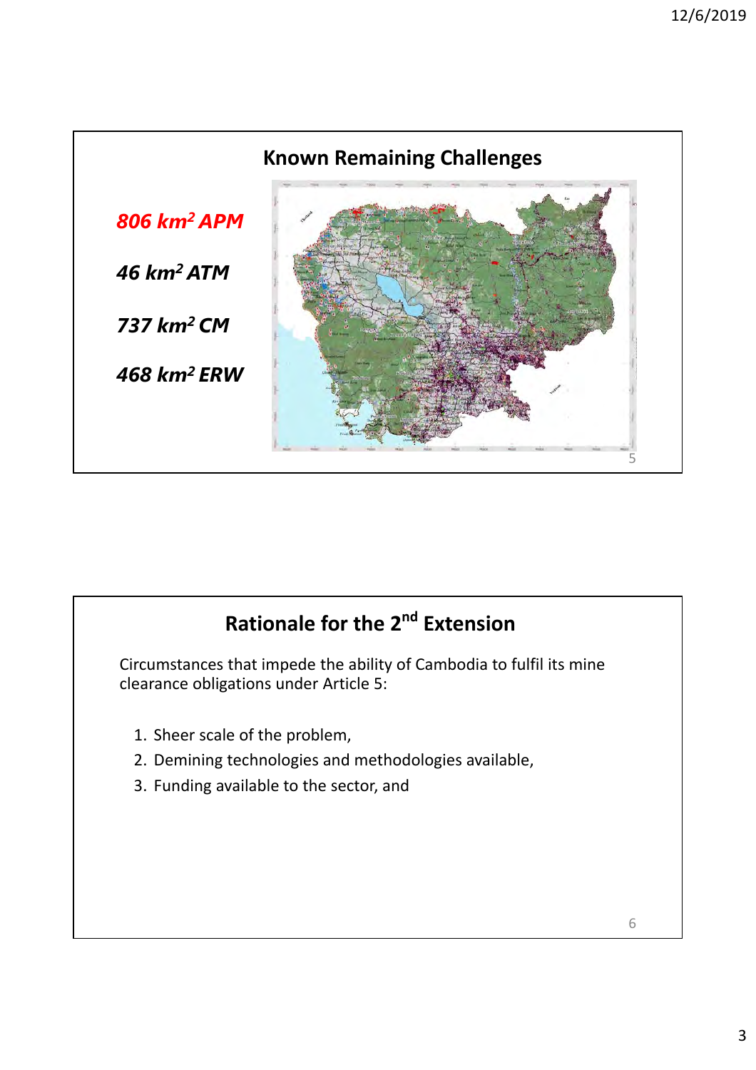## Known Remaining Challenges

***806 km² APM***

***46 km² ATM***

***737 km² CM***

***468 km² ERW***

## Rationale for the 2nd Extension

Circumstances that impede the ability of Cambodia to fulfil its mine clearance obligations under Article 5:

1. Sheer scale of the problem,
2. Demining technologies and methodologies available,
3. Funding available to the sector, and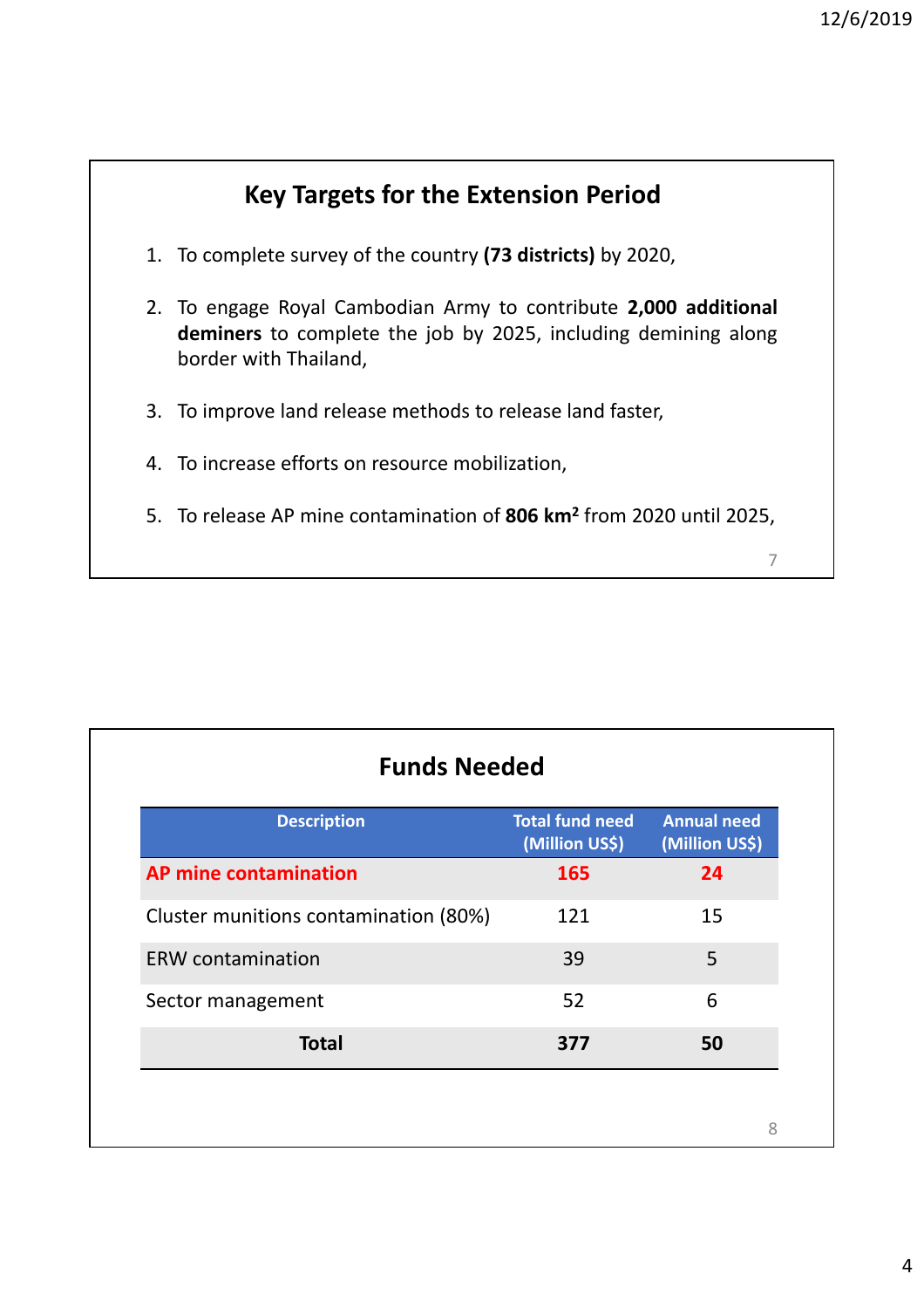## Key Targets for the Extension Period

1. To complete survey of the country **(73 districts)** by 2020,
2. To engage Royal Cambodian Army to contribute **2,000 additional deminers** to complete the job by 2025, including demining along border with Thailand,
3. To improve land release methods to release land faster,
4. To increase efforts on resource mobilization,
5. To release AP mine contamination of **806 km$^2$** from 2020 until 2025,

## Funds Needed

| Description | Total fund need (Million US$) | Annual need (Million US$) |
|---|---|---|
| **AP mine contamination** | **165** | **24** |
| Cluster munitions contamination (80%) | 121 | 15 |
| ERW contamination | 39 | 5 |
| Sector management | 52 | 6 |
| **Total** | **377** | **50** |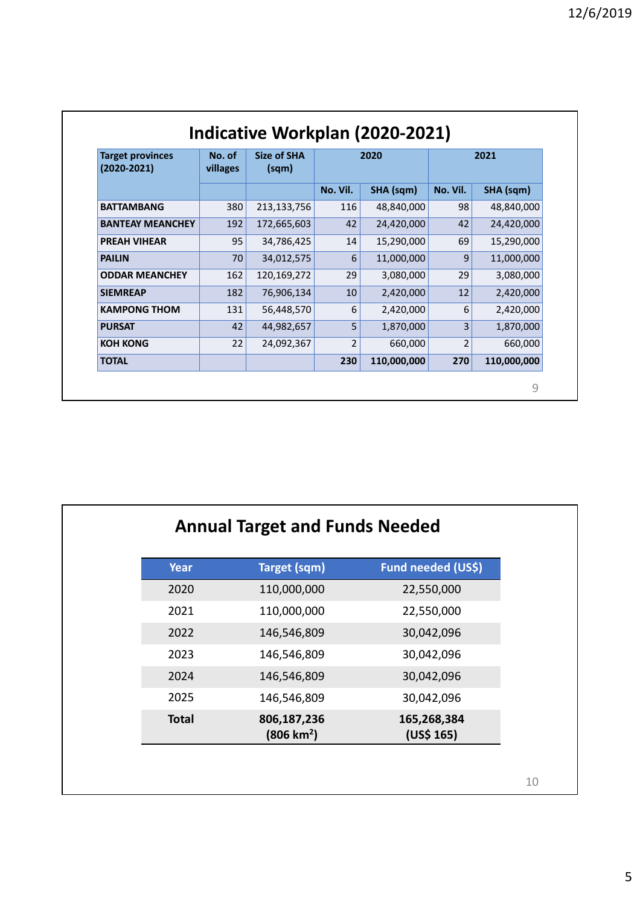## Indicative Workplan (2020-2021)

| Target provinces (2020-2021) | No. of villages | Size of SHA (sqm) | 2020 | | 2021 | |
|---|---|---|---|---|---|---|
| | | | No. Vil. | SHA (sqm) | No. Vil. | SHA (sqm) |
| **BATTAMBANG** | 380 | 213,133,756 | 116 | 48,840,000 | 98 | 48,840,000 |
| **BANTEAY MEANCHEY** | 192 | 172,665,603 | 42 | 24,420,000 | 42 | 24,420,000 |
| **PREAH VIHEAR** | 95 | 34,786,425 | 14 | 15,290,000 | 69 | 15,290,000 |
| **PAILIN** | 70 | 34,012,575 | 6 | 11,000,000 | 9 | 11,000,000 |
| **ODDAR MEANCHEY** | 162 | 120,169,272 | 29 | 3,080,000 | 29 | 3,080,000 |
| **SIEMREAP** | 182 | 76,906,134 | 10 | 2,420,000 | 12 | 2,420,000 |
| **KAMPONG THOM** | 131 | 56,448,570 | 6 | 2,420,000 | 6 | 2,420,000 |
| **PURSAT** | 42 | 44,982,657 | 5 | 1,870,000 | 3 | 1,870,000 |
| **KOH KONG** | 22 | 24,092,367 | 2 | 660,000 | 2 | 660,000 |
| **TOTAL** | | | **230** | **110,000,000** | **270** | **110,000,000** |

## Annual Target and Funds Needed

| Year | Target (sqm) | Fund needed (US$) |
|---|---|---|
| 2020 | 110,000,000 | 22,550,000 |
| 2021 | 110,000,000 | 22,550,000 |
| 2022 | 146,546,809 | 30,042,096 |
| 2023 | 146,546,809 | 30,042,096 |
| 2024 | 146,546,809 | 30,042,096 |
| 2025 | 146,546,809 | 30,042,096 |
| **Total** | **806,187,236 (806 km$^2$)** | **165,268,384 (US$ 165)** |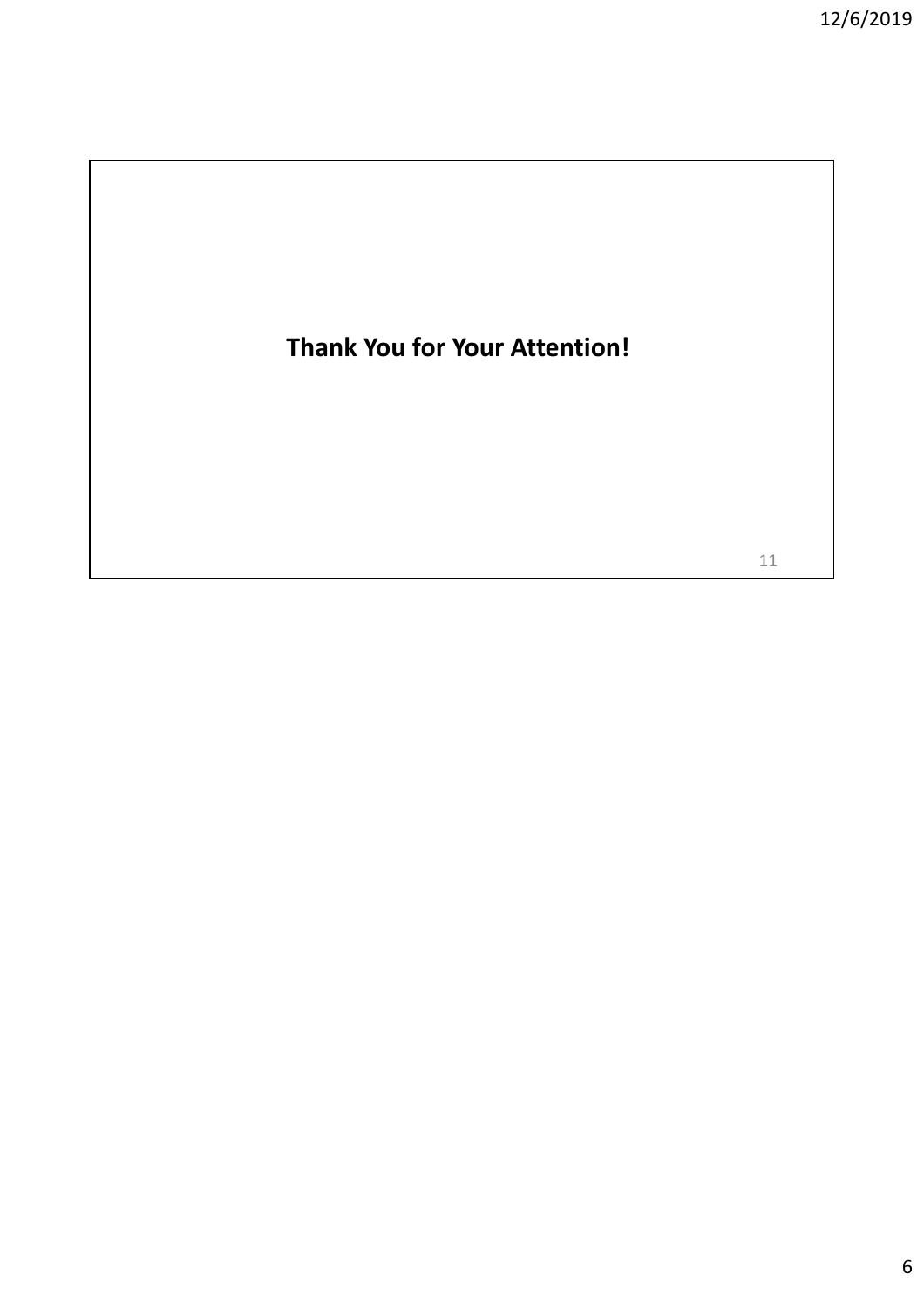**Thank You for Your Attention!**